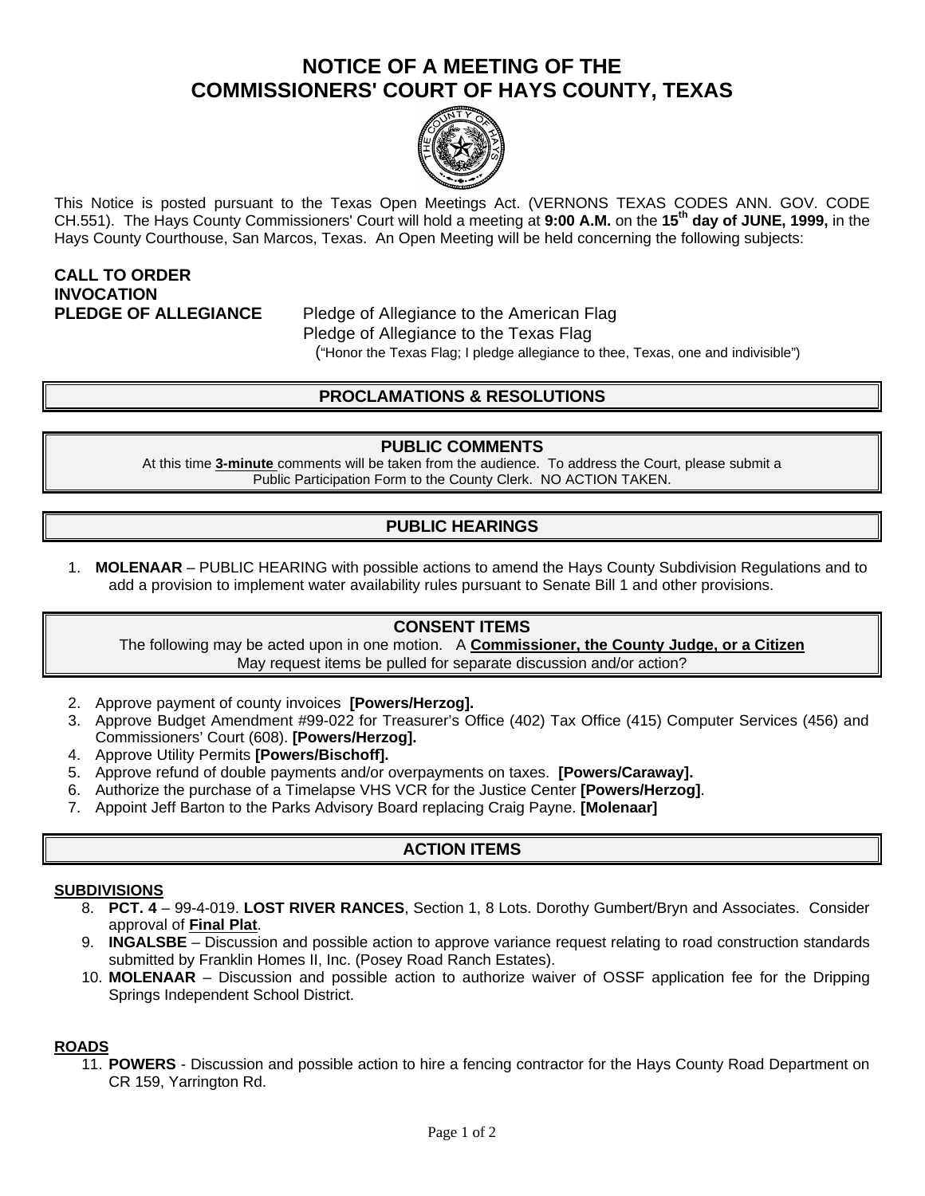# NOTICE OF A MEETING OF THE COMMISSIONERS' COURT OF HAYS COUNTY, TEXAS

This Notice is posted pursuant to the Texas Open Meetings Act. (VERNONS TEXAS CODES ANN. GOV. CODE CH.551). The Hays County Commissioners' Court will hold a meeting at **9:00 A.M.** on the **15th day of JUNE, 1999,** in the Hays County Courthouse, San Marcos, Texas. An Open Meeting will be held concerning the following subjects:

**CALL TO ORDER**
**INVOCATION**
**PLEDGE OF ALLEGIANCE** Pledge of Allegiance to the American Flag
Pledge of Allegiance to the Texas Flag
("Honor the Texas Flag; I pledge allegiance to thee, Texas, one and indivisible")

## PROCLAMATIONS & RESOLUTIONS

## PUBLIC COMMENTS

At this time **3-minute** comments will be taken from the audience. To address the Court, please submit a Public Participation Form to the County Clerk. NO ACTION TAKEN.

## PUBLIC HEARINGS

1. **MOLENAAR** – PUBLIC HEARING with possible actions to amend the Hays County Subdivision Regulations and to add a provision to implement water availability rules pursuant to Senate Bill 1 and other provisions.

## CONSENT ITEMS

The following may be acted upon in one motion. A **Commissioner, the County Judge, or a Citizen** May request items be pulled for separate discussion and/or action?

2. Approve payment of county invoices **[Powers/Herzog].**
3. Approve Budget Amendment #99-022 for Treasurer's Office (402) Tax Office (415) Computer Services (456) and Commissioners' Court (608). **[Powers/Herzog].**
4. Approve Utility Permits **[Powers/Bischoff].**
5. Approve refund of double payments and/or overpayments on taxes. **[Powers/Caraway].**
6. Authorize the purchase of a Timelapse VHS VCR for the Justice Center **[Powers/Herzog]**.
7. Appoint Jeff Barton to the Parks Advisory Board replacing Craig Payne. **[Molenaar]**

## ACTION ITEMS

### SUBDIVISIONS

8. **PCT. 4** – 99-4-019. **LOST RIVER RANCES**, Section 1, 8 Lots. Dorothy Gumbert/Bryn and Associates. Consider approval of **Final Plat**.
9. **INGALSBE** – Discussion and possible action to approve variance request relating to road construction standards submitted by Franklin Homes II, Inc. (Posey Road Ranch Estates).
10. **MOLENAAR** – Discussion and possible action to authorize waiver of OSSF application fee for the Dripping Springs Independent School District.

### ROADS

11. **POWERS** - Discussion and possible action to hire a fencing contractor for the Hays County Road Department on CR 159, Yarrington Rd.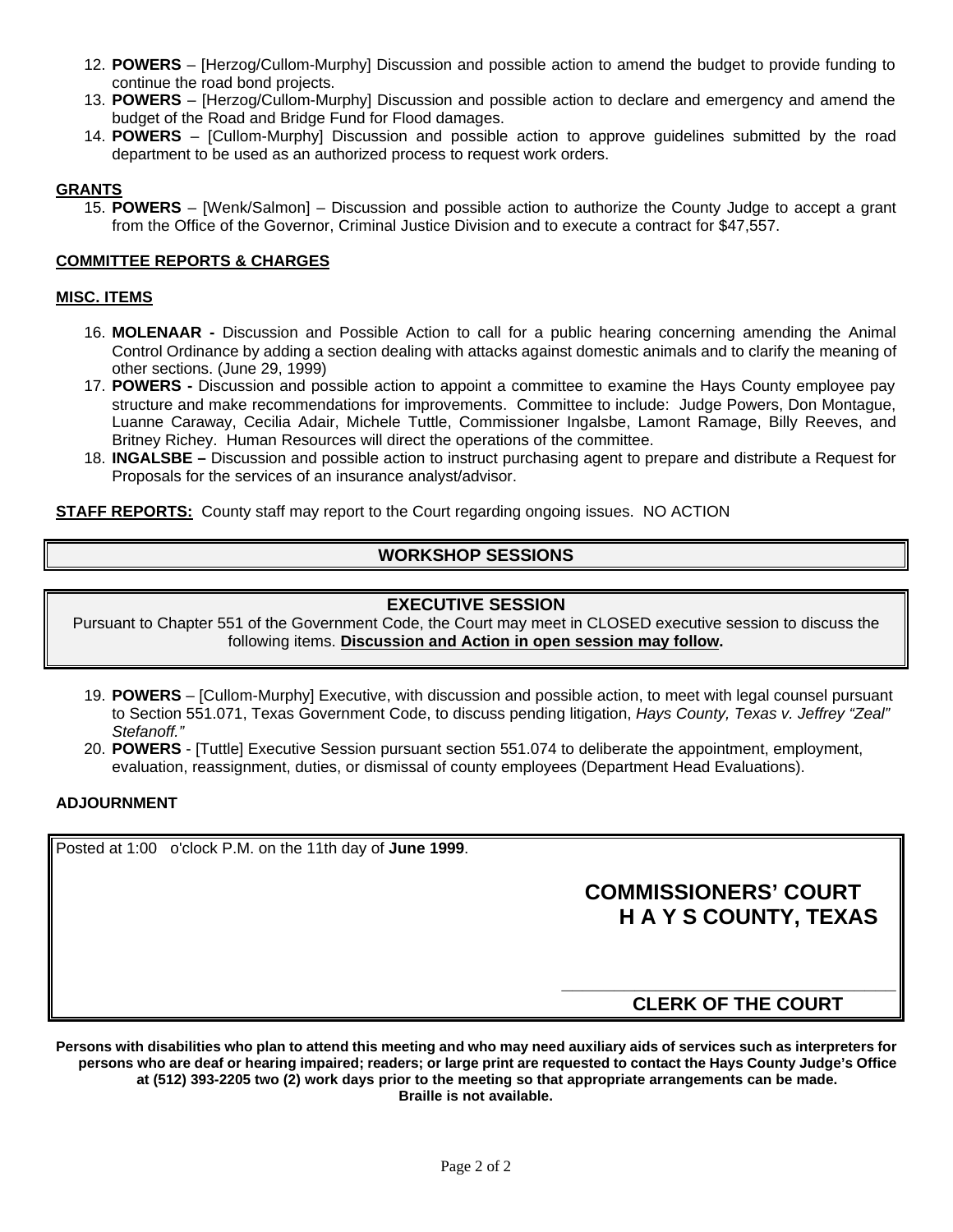12. **POWERS** – [Herzog/Cullom-Murphy] Discussion and possible action to amend the budget to provide funding to continue the road bond projects.
13. **POWERS** – [Herzog/Cullom-Murphy] Discussion and possible action to declare and emergency and amend the budget of the Road and Bridge Fund for Flood damages.
14. **POWERS** – [Cullom-Murphy] Discussion and possible action to approve guidelines submitted by the road department to be used as an authorized process to request work orders.

**GRANTS**

15. **POWERS** – [Wenk/Salmon] – Discussion and possible action to authorize the County Judge to accept a grant from the Office of the Governor, Criminal Justice Division and to execute a contract for $47,557.

**COMMITTEE REPORTS & CHARGES**

**MISC. ITEMS**

16. **MOLENAAR -** Discussion and Possible Action to call for a public hearing concerning amending the Animal Control Ordinance by adding a section dealing with attacks against domestic animals and to clarify the meaning of other sections. (June 29, 1999)
17. **POWERS -** Discussion and possible action to appoint a committee to examine the Hays County employee pay structure and make recommendations for improvements. Committee to include: Judge Powers, Don Montague, Luanne Caraway, Cecilia Adair, Michele Tuttle, Commissioner Ingalsbe, Lamont Ramage, Billy Reeves, and Britney Richey. Human Resources will direct the operations of the committee.
18. **INGALSBE –** Discussion and possible action to instruct purchasing agent to prepare and distribute a Request for Proposals for the services of an insurance analyst/advisor.

**STAFF REPORTS:** County staff may report to the Court regarding ongoing issues. NO ACTION

## WORKSHOP SESSIONS

## EXECUTIVE SESSION

Pursuant to Chapter 551 of the Government Code, the Court may meet in CLOSED executive session to discuss the following items. **Discussion and Action in open session may follow.**

19. **POWERS** – [Cullom-Murphy] Executive, with discussion and possible action, to meet with legal counsel pursuant to Section 551.071, Texas Government Code, to discuss pending litigation, *Hays County, Texas v. Jeffrey "Zeal" Stefanoff."*
20. **POWERS** - [Tuttle] Executive Session pursuant section 551.074 to deliberate the appointment, employment, evaluation, reassignment, duties, or dismissal of county employees (Department Head Evaluations).

**ADJOURNMENT**

Posted at 1:00 o'clock P.M. on the 11th day of **June 1999**.

**COMMISSIONERS' COURT**
**H A Y S COUNTY, TEXAS**

______________________________

**CLERK OF THE COURT**

**Persons with disabilities who plan to attend this meeting and who may need auxiliary aids of services such as interpreters for persons who are deaf or hearing impaired; readers; or large print are requested to contact the Hays County Judge's Office at (512) 393-2205 two (2) work days prior to the meeting so that appropriate arrangements can be made. Braille is not available.**